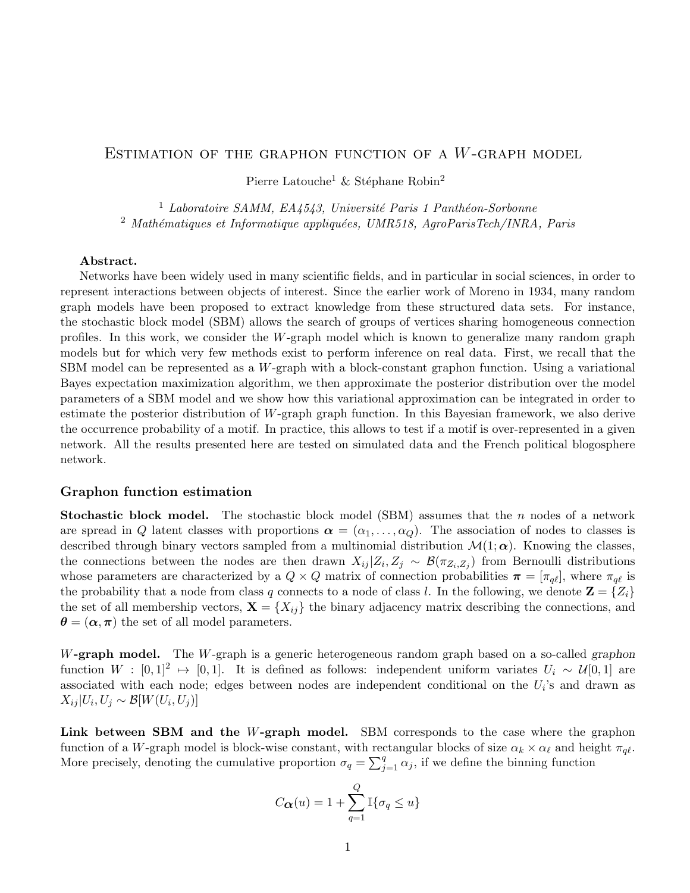# Estimation of the graphon function of a $W$-graph model

Pierre Latouche[1] & Stéphane Robin[2]

[1] *Laboratoire SAMM, EA4543, Université Paris 1 Panthéon-Sorbonne*
[2] *Mathématiques et Informatique appliquées, UMR518, AgroParisTech/INRA, Paris*

**Abstract.**
Networks have been widely used in many scientific fields, and in particular in social sciences, in order to represent interactions between objects of interest. Since the earlier work of Moreno in 1934, many random graph models have been proposed to extract knowledge from these structured data sets. For instance, the stochastic block model (SBM) allows the search of groups of vertices sharing homogeneous connection profiles. In this work, we consider the $W$-graph model which is known to generalize many random graph models but for which very few methods exist to perform inference on real data. First, we recall that the SBM model can be represented as a $W$-graph with a block-constant graphon function. Using a variational Bayes expectation maximization algorithm, we then approximate the posterior distribution over the model parameters of a SBM model and we show how this variational approximation can be integrated in order to estimate the posterior distribution of $W$-graph graph function. In this Bayesian framework, we also derive the occurrence probability of a motif. In practice, this allows to test if a motif is over-represented in a given network. All the results presented here are tested on simulated data and the French political blogosphere network.

## Graphon function estimation

**Stochastic block model.** The stochastic block model (SBM) assumes that the $n$ nodes of a network are spread in $Q$ latent classes with proportions $\boldsymbol{\alpha} = (\alpha_1, \ldots, \alpha_Q)$. The association of nodes to classes is described through binary vectors sampled from a multinomial distribution $\mathcal{M}(1; \boldsymbol{\alpha})$. Knowing the classes, the connections between the nodes are then drawn $X_{ij} | Z_i, Z_j \sim \mathcal{B}(\pi_{Z_i, Z_j})$ from Bernoulli distributions whose parameters are characterized by a $Q \times Q$ matrix of connection probabilities $\boldsymbol{\pi} = [\pi_{q\ell}]$, where $\pi_{q\ell}$ is the probability that a node from class $q$ connects to a node of class $l$. In the following, we denote $\mathbf{Z} = \{Z_i\}$ the set of all membership vectors, $\mathbf{X} = \{X_{ij}\}$ the binary adjacency matrix describing the connections, and $\boldsymbol{\theta} = (\boldsymbol{\alpha}, \boldsymbol{\pi})$ the set of all model parameters.

**$W$-graph model.** The $W$-graph is a generic heterogeneous random graph based on a so-called *graphon* function $W : [0, 1]^2 \mapsto [0, 1]$. It is defined as follows: independent uniform variates $U_i \sim \mathcal{U}[0, 1]$ are associated with each node; edges between nodes are independent conditional on the $U_i$'s and drawn as $X_{ij} | U_i, U_j \sim \mathcal{B}[W(U_i, U_j)]$

**Link between SBM and the $W$-graph model.** SBM corresponds to the case where the graphon function of a $W$-graph model is block-wise constant, with rectangular blocks of size $\alpha_k \times \alpha_\ell$ and height $\pi_{q\ell}$. More precisely, denoting the cumulative proportion $\sigma_q = \sum_{j=1}^{q} \alpha_j$, if we define the binning function

$$C_{\boldsymbol{\alpha}}(u) = 1 + \sum_{q=1}^{Q} \mathbb{I}\{\sigma_q \leq u\}$$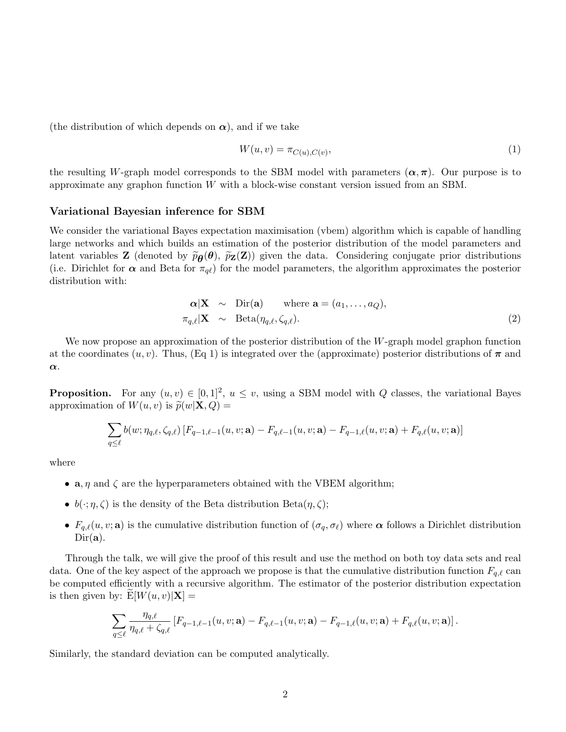(the distribution of which depends on $\boldsymbol{\alpha}$), and if we take

$$W(u,v) = \pi_{C(u),C(v)}, \tag{1}$$

the resulting $W$-graph model corresponds to the SBM model with parameters $(\boldsymbol{\alpha}, \boldsymbol{\pi})$. Our purpose is to approximate any graphon function $W$ with a block-wise constant version issued from an SBM.

### Variational Bayesian inference for SBM

We consider the variational Bayes expectation maximisation (vbem) algorithm which is capable of handling large networks and which builds an estimation of the posterior distribution of the model parameters and latent variables $\mathbf{Z}$ (denoted by $\widetilde{p}_{\boldsymbol{\theta}}(\boldsymbol{\theta})$, $\widetilde{p}_{\mathbf{Z}}(\mathbf{Z})$) given the data. Considering conjugate prior distributions (i.e. Dirichlet for $\boldsymbol{\alpha}$ and Beta for $\pi_{q\ell}$) for the model parameters, the algorithm approximates the posterior distribution with:

$$\begin{aligned}
\boldsymbol{\alpha}|\mathbf{X} &\sim \mathrm{Dir}(\mathbf{a}) \qquad \text{where } \mathbf{a} = (a_1, \ldots, a_Q), \\
\pi_{q,\ell}|\mathbf{X} &\sim \mathrm{Beta}(\eta_{q,\ell}, \zeta_{q,\ell}).
\end{aligned} \tag{2}$$

We now propose an approximation of the posterior distribution of the $W$-graph model graphon function at the coordinates $(u,v)$. Thus, (Eq 1) is integrated over the (approximate) posterior distributions of $\boldsymbol{\pi}$ and $\boldsymbol{\alpha}$.

**Proposition.** For any $(u,v) \in [0,1]^2$, $u \leq v$, using a SBM model with $Q$ classes, the variational Bayes approximation of $W(u,v)$ is $\widetilde{p}(w|\mathbf{X}, Q) =$

$$\sum_{q \leq \ell} b(w; \eta_{q,\ell}, \zeta_{q,\ell}) \left[ F_{q-1,\ell-1}(u,v;\mathbf{a}) - F_{q,\ell-1}(u,v;\mathbf{a}) - F_{q-1,\ell}(u,v;\mathbf{a}) + F_{q,\ell}(u,v;\mathbf{a}) \right]$$

where

- $\mathbf{a}, \eta$ and $\zeta$ are the hyperparameters obtained with the VBEM algorithm;
- $b(\cdot; \eta, \zeta)$ is the density of the Beta distribution $\mathrm{Beta}(\eta, \zeta)$;
- $F_{q,\ell}(u,v;\mathbf{a})$ is the cumulative distribution function of $(\sigma_q, \sigma_\ell)$ where $\boldsymbol{\alpha}$ follows a Dirichlet distribution $\mathrm{Dir}(\mathbf{a})$.

Through the talk, we will give the proof of this result and use the method on both toy data sets and real data. One of the key aspect of the approach we propose is that the cumulative distribution function $F_{q,\ell}$ can be computed efficiently with a recursive algorithm. The estimator of the posterior distribution expectation is then given by: $\widetilde{\mathrm{E}}[W(u,v)|\mathbf{X}] =$

$$\sum_{q \leq \ell} \frac{\eta_{q,\ell}}{\eta_{q,\ell} + \zeta_{q,\ell}} \left[ F_{q-1,\ell-1}(u,v;\mathbf{a}) - F_{q,\ell-1}(u,v;\mathbf{a}) - F_{q-1,\ell}(u,v;\mathbf{a}) + F_{q,\ell}(u,v;\mathbf{a}) \right].$$

Similarly, the standard deviation can be computed analytically.